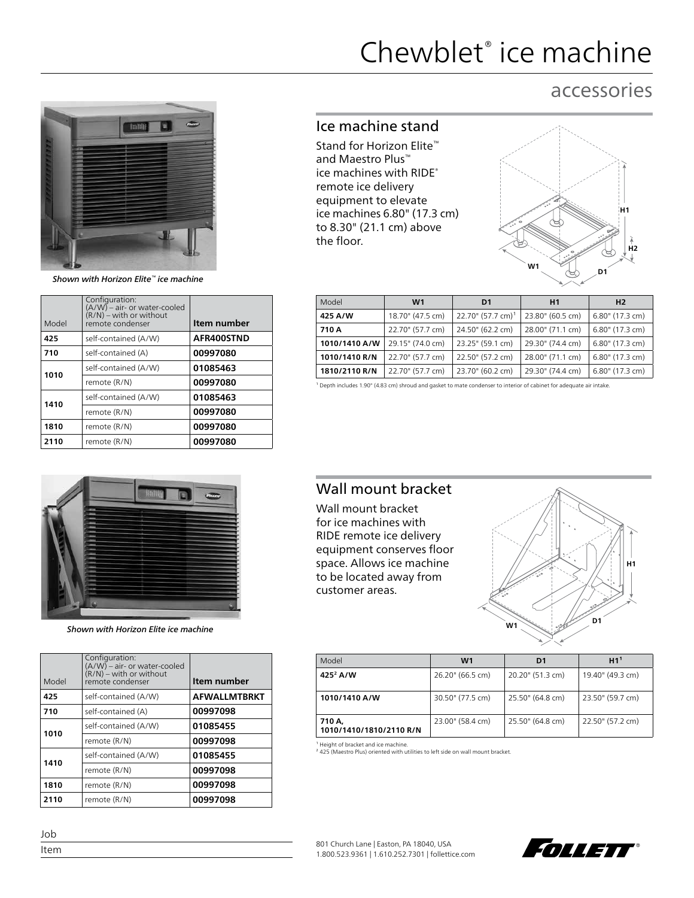# Chewblet® ice machine

## accessories

*Shown with Horizon Elite™ ice machine*

| Model | Configuration: (A/W) – air- or water-cooled (R/N) – with or without remote condenser | Item number |
|---|---|---|
| **425** | self-contained (A/W) | **AFR400STND** |
| **710** | self-contained (A) | **00997080** |
| **1010** | self-contained (A/W) | **01085463** |
| | remote (R/N) | **00997080** |
| **1410** | self-contained (A/W) | **01085463** |
| | remote (R/N) | **00997080** |
| **1810** | remote (R/N) | **00997080** |
| **2110** | remote (R/N) | **00997080** |

### Ice machine stand

Stand for Horizon Elite™ and Maestro Plus™ ice machines with RIDE® remote ice delivery equipment to elevate ice machines 6.80" (17.3 cm) to 8.30" (21.1 cm) above the floor.

| Model | W1 | D1 | H1 | H2 |
|---|---|---|---|---|
| **425 A/W** | 18.70" (47.5 cm) | 22.70" (57.7 cm)[1] | 23.80" (60.5 cm) | 6.80" (17.3 cm) |
| **710 A** | 22.70" (57.7 cm) | 24.50" (62.2 cm) | 28.00" (71.1 cm) | 6.80" (17.3 cm) |
| **1010/1410 A/W** | 29.15" (74.0 cm) | 23.25" (59.1 cm) | 29.30" (74.4 cm) | 6.80" (17.3 cm) |
| **1010/1410 R/N** | 22.70" (57.7 cm) | 22.50" (57.2 cm) | 28.00" (71.1 cm) | 6.80" (17.3 cm) |
| **1810/2110 R/N** | 22.70" (57.7 cm) | 23.70" (60.2 cm) | 29.30" (74.4 cm) | 6.80" (17.3 cm) |

[1] Depth includes 1.90" (4.83 cm) shroud and gasket to mate condenser to interior of cabinet for adequate air intake.

*Shown with Horizon Elite ice machine*

| Model | Configuration: (A/W) – air- or water-cooled (R/N) – with or without remote condenser | Item number |
|---|---|---|
| **425** | self-contained (A/W) | **AFWALLMTBRKT** |
| **710** | self-contained (A) | **00997098** |
| **1010** | self-contained (A/W) | **01085455** |
| | remote (R/N) | **00997098** |
| **1410** | self-contained (A/W) | **01085455** |
| | remote (R/N) | **00997098** |
| **1810** | remote (R/N) | **00997098** |
| **2110** | remote (R/N) | **00997098** |

### Wall mount bracket

Wall mount bracket for ice machines with RIDE remote ice delivery equipment conserves floor space. Allows ice machine to be located away from customer areas.

| Model | W1 | D1 | H1[1] |
|---|---|---|---|
| **425[2] A/W** | 26.20" (66.5 cm) | 20.20" (51.3 cm) | 19.40" (49.3 cm) |
| **1010/1410 A/W** | 30.50" (77.5 cm) | 25.50" (64.8 cm) | 23.50" (59.7 cm) |
| **710 A, 1010/1410/1810/2110 R/N** | 23.00" (58.4 cm) | 25.50" (64.8 cm) | 22.50" (57.2 cm) |

[1] Height of bracket and ice machine.
[2] 425 (Maestro Plus) oriented with utilities to left side on wall mount bracket.

Job

Item

801 Church Lane | Easton, PA 18040, USA
1.800.523.9361 | 1.610.252.7301 | follettice.com

FOLLETT®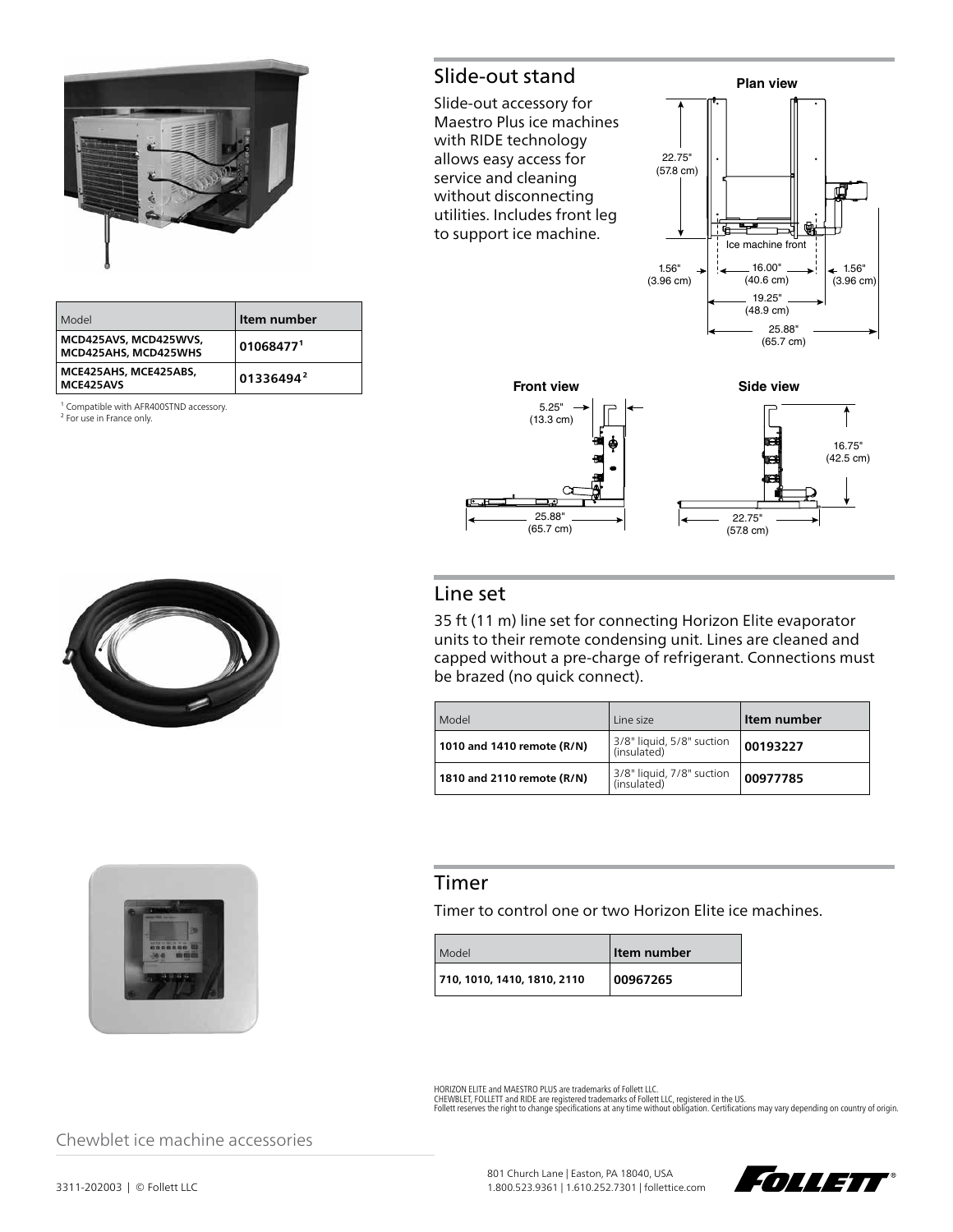## Slide-out stand

Slide-out accessory for Maestro Plus ice machines with RIDE technology allows easy access for service and cleaning without disconnecting utilities. Includes front leg to support ice machine.

Plan view

22.75" (57.8 cm)

Ice machine front

1.56" (3.96 cm)

16.00" (40.6 cm)

1.56" (3.96 cm)

19.25" (48.9 cm)

25.88" (65.7 cm)

Front view

5.25" (13.3 cm)

25.88" (65.7 cm)

Side view

16.75" (42.5 cm)

22.75" (57.8 cm)

| Model | Item number |
|---|---|
| MCD425AVS, MCD425WVS, MCD425AHS, MCD425WHS | 01068477[1] |
| MCE425AHS, MCE425ABS, MCE425AVS | 01336494[2] |

[1] Compatible with AFR400STND accessory.
[2] For use in France only.

## Line set

35 ft (11 m) line set for connecting Horizon Elite evaporator units to their remote condensing unit. Lines are cleaned and capped without a pre-charge of refrigerant. Connections must be brazed (no quick connect).

| Model | Line size | Item number |
|---|---|---|
| 1010 and 1410 remote (R/N) | 3/8" liquid, 5/8" suction (insulated) | 00193227 |
| 1810 and 2110 remote (R/N) | 3/8" liquid, 7/8" suction (insulated) | 00977785 |

## Timer

Timer to control one or two Horizon Elite ice machines.

| Model | Item number |
|---|---|
| 710, 1010, 1410, 1810, 2110 | 00967265 |

HORIZON ELITE and MAESTRO PLUS are trademarks of Follett LLC.
CHEWBLET, FOLLETT and RIDE are registered trademarks of Follett LLC, registered in the US.
Follett reserves the right to change specifications at any time without obligation. Certifications may vary depending on country of origin.

Chewblet ice machine accessories

3311-202003 | © Follett LLC

801 Church Lane | Easton, PA 18040, USA
1.800.523.9361 | 1.610.252.7301 | follettice.com